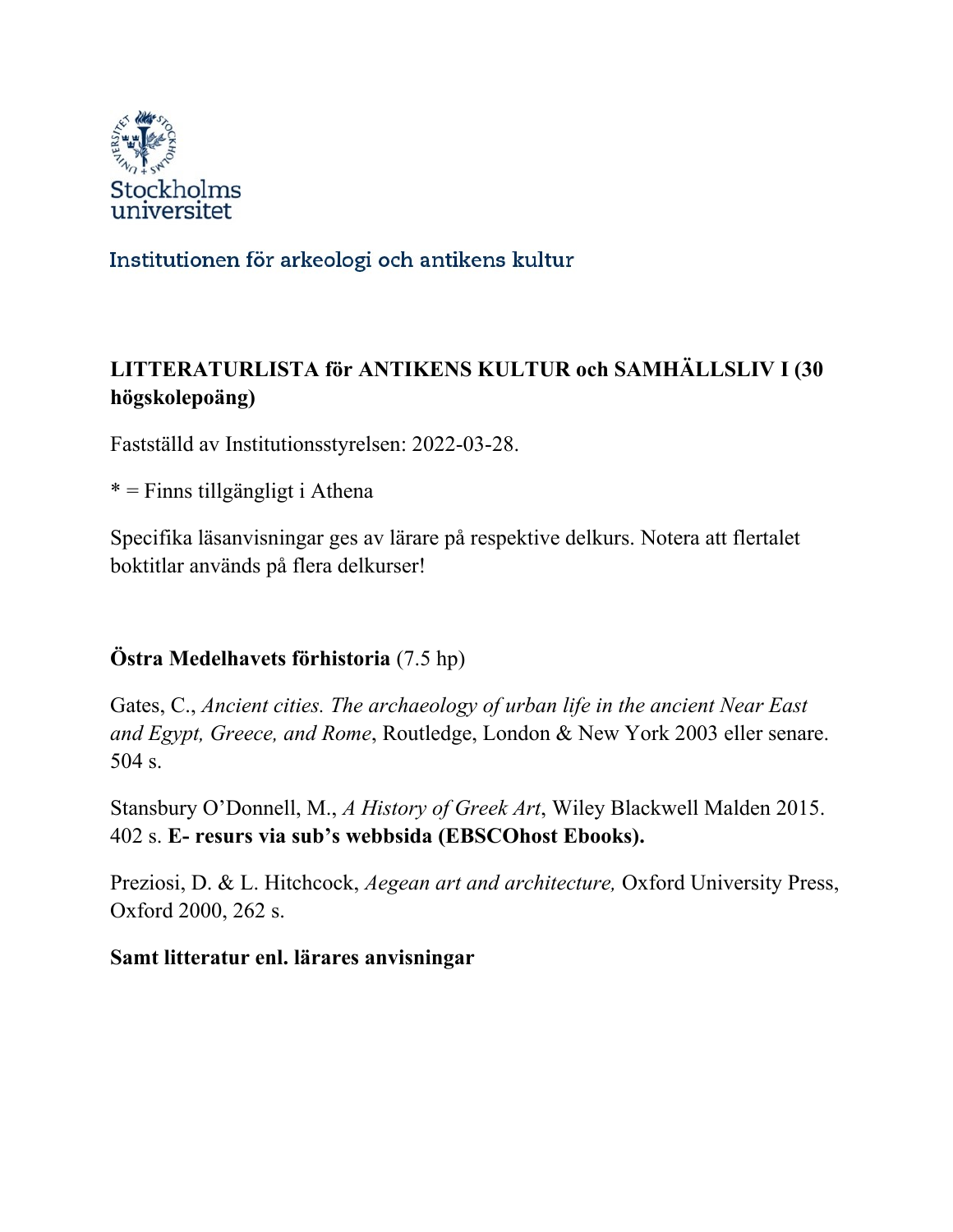Stockholms universitet

Institutionen för arkeologi och antikens kultur

**LITTERATURLISTA för ANTIKENS KULTUR och SAMHÄLLSLIV I (30 högskolepoäng)**

Fastställd av Institutionsstyrelsen: 2022-03-28.

* = Finns tillgängligt i Athena

Specifika läsanvisningar ges av lärare på respektive delkurs. Notera att flertalet boktitlar används på flera delkurser!

**Östra Medelhavets förhistoria** (7.5 hp)

Gates, C., *Ancient cities. The archaeology of urban life in the ancient Near East and Egypt, Greece, and Rome*, Routledge, London & New York 2003 eller senare. 504 s.

Stansbury O'Donnell, M., *A History of Greek Art*, Wiley Blackwell Malden 2015. 402 s. **E- resurs via sub's webbsida (EBSCOhost Ebooks).**

Preziosi, D. & L. Hitchcock, *Aegean art and architecture,* Oxford University Press, Oxford 2000, 262 s.

**Samt litteratur enl. lärares anvisningar**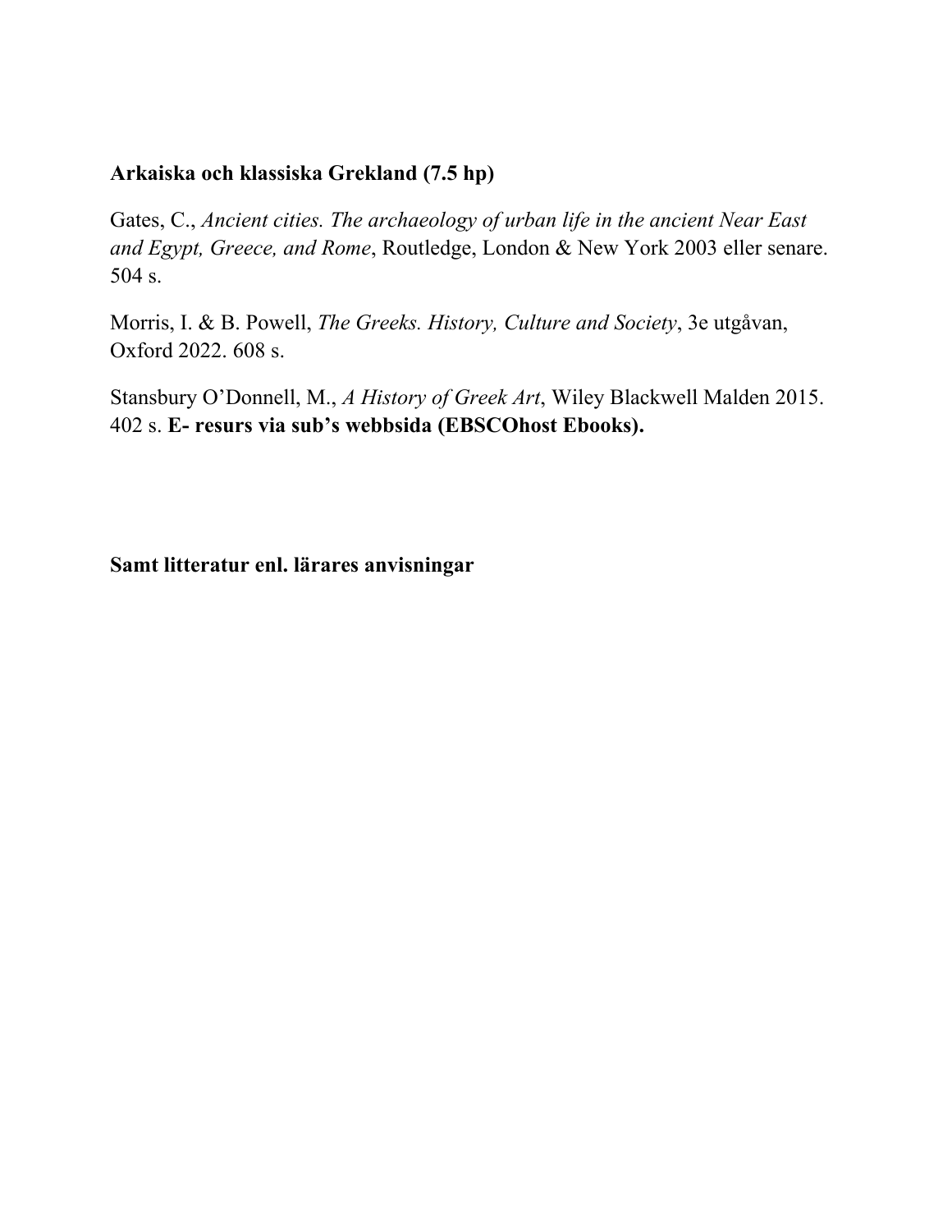**Arkaiska och klassiska Grekland (7.5 hp)**

Gates, C., *Ancient cities. The archaeology of urban life in the ancient Near East and Egypt, Greece, and Rome*, Routledge, London & New York 2003 eller senare. 504 s.

Morris, I. & B. Powell, *The Greeks. History, Culture and Society*, 3e utgåvan, Oxford 2022. 608 s.

Stansbury O'Donnell, M., *A History of Greek Art*, Wiley Blackwell Malden 2015. 402 s. **E- resurs via sub's webbsida (EBSCOhost Ebooks).**

**Samt litteratur enl. lärares anvisningar**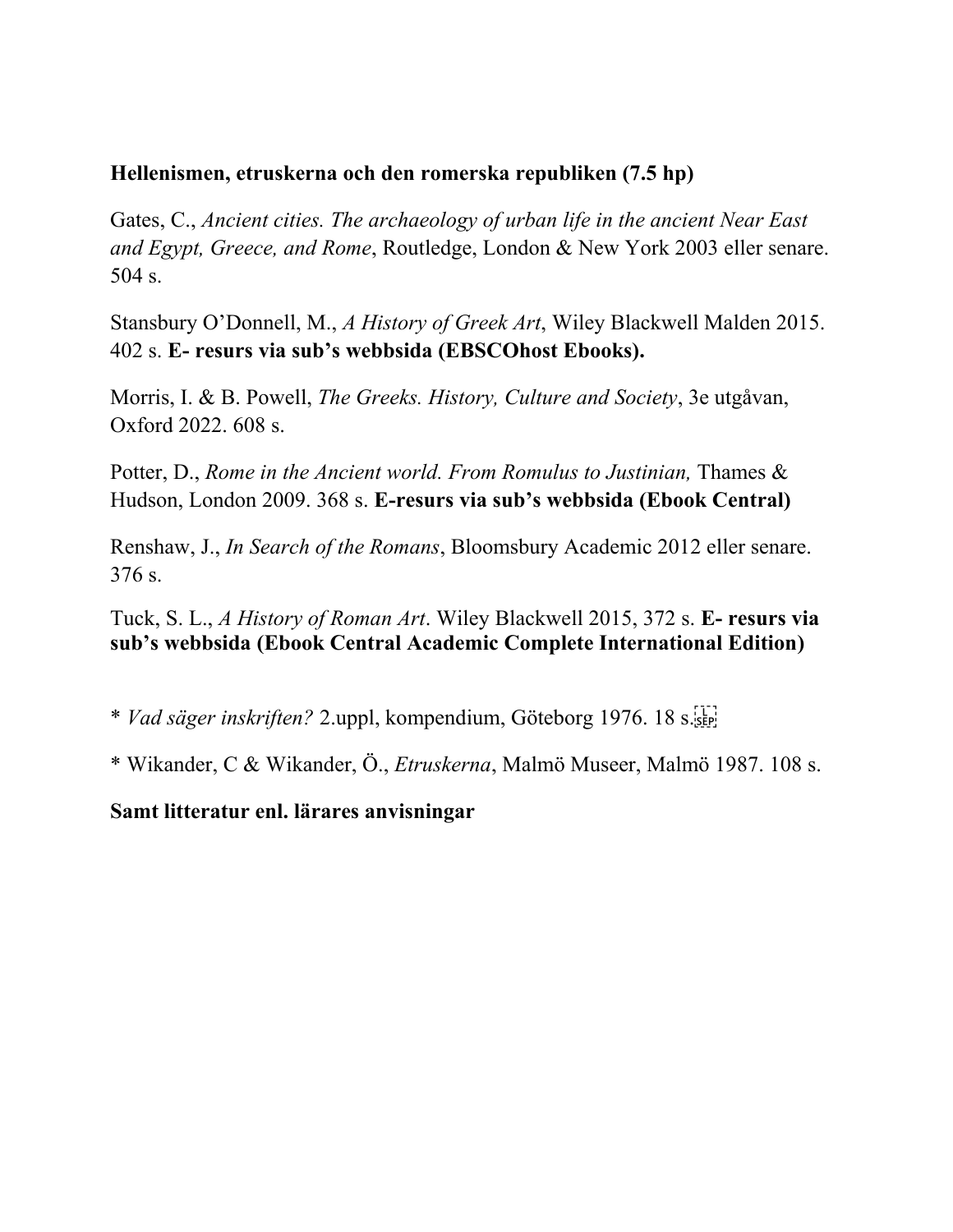**Hellenismen, etruskerna och den romerska republiken (7.5 hp)**

Gates, C., *Ancient cities. The archaeology of urban life in the ancient Near East and Egypt, Greece, and Rome*, Routledge, London & New York 2003 eller senare. 504 s.

Stansbury O'Donnell, M., *A History of Greek Art*, Wiley Blackwell Malden 2015. 402 s. **E- resurs via sub's webbsida (EBSCOhost Ebooks).**

Morris, I. & B. Powell, *The Greeks. History, Culture and Society*, 3e utgåvan, Oxford 2022. 608 s.

Potter, D., *Rome in the Ancient world. From Romulus to Justinian,* Thames & Hudson, London 2009. 368 s. **E-resurs via sub's webbsida (Ebook Central)**

Renshaw, J., *In Search of the Romans*, Bloomsbury Academic 2012 eller senare. 376 s.

Tuck, S. L., *A History of Roman Art*. Wiley Blackwell 2015, 372 s. **E- resurs via sub's webbsida (Ebook Central Academic Complete International Edition)**

* *Vad säger inskriften?* 2.uppl, kompendium, Göteborg 1976. 18 s.

* Wikander, C & Wikander, Ö., *Etruskerna*, Malmö Museer, Malmö 1987. 108 s.

**Samt litteratur enl. lärares anvisningar**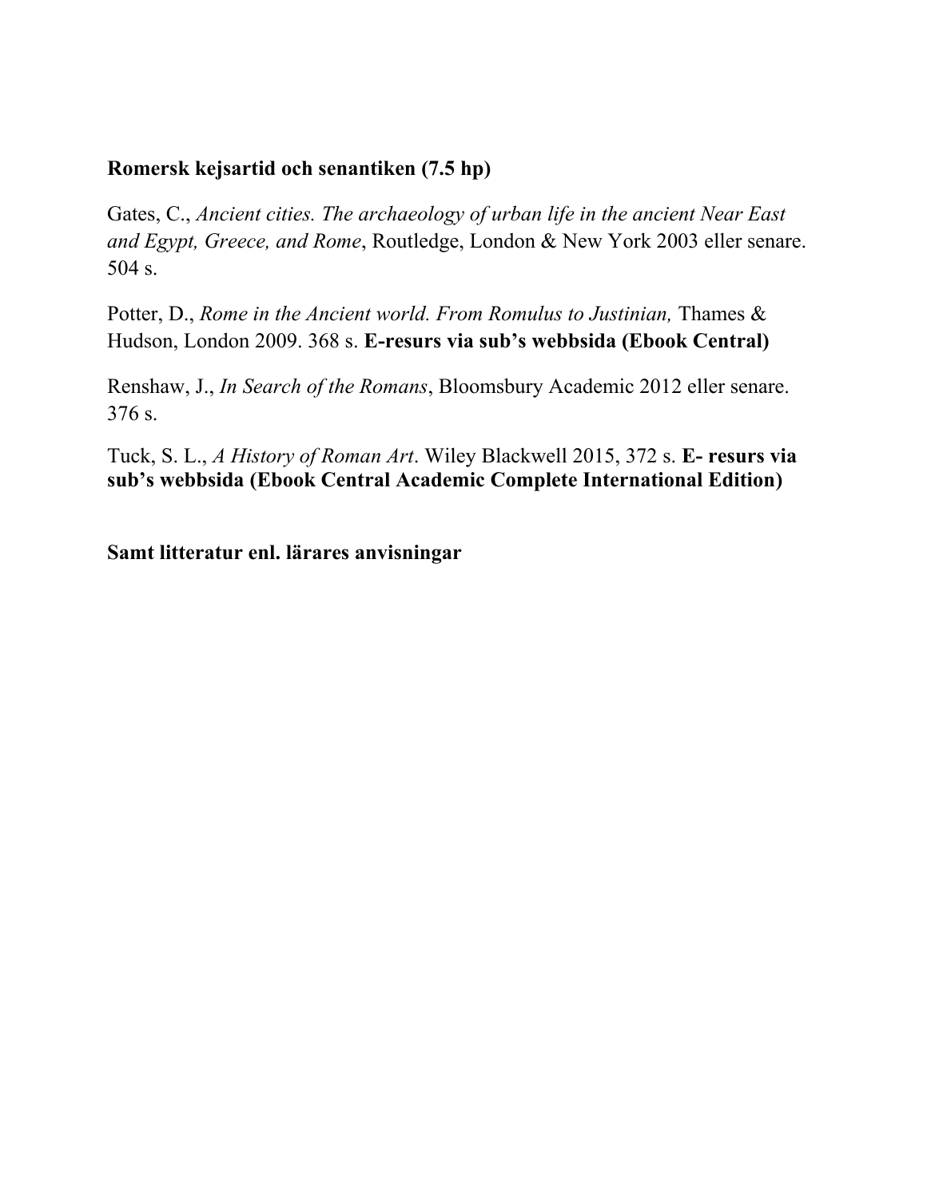**Romersk kejsartid och senantiken (7.5 hp)**

Gates, C., *Ancient cities. The archaeology of urban life in the ancient Near East and Egypt, Greece, and Rome*, Routledge, London & New York 2003 eller senare. 504 s.

Potter, D., *Rome in the Ancient world. From Romulus to Justinian,* Thames & Hudson, London 2009. 368 s. **E-resurs via sub's webbsida (Ebook Central)**

Renshaw, J., *In Search of the Romans*, Bloomsbury Academic 2012 eller senare. 376 s.

Tuck, S. L., *A History of Roman Art*. Wiley Blackwell 2015, 372 s. **E- resurs via sub's webbsida (Ebook Central Academic Complete International Edition)**

**Samt litteratur enl. lärares anvisningar**